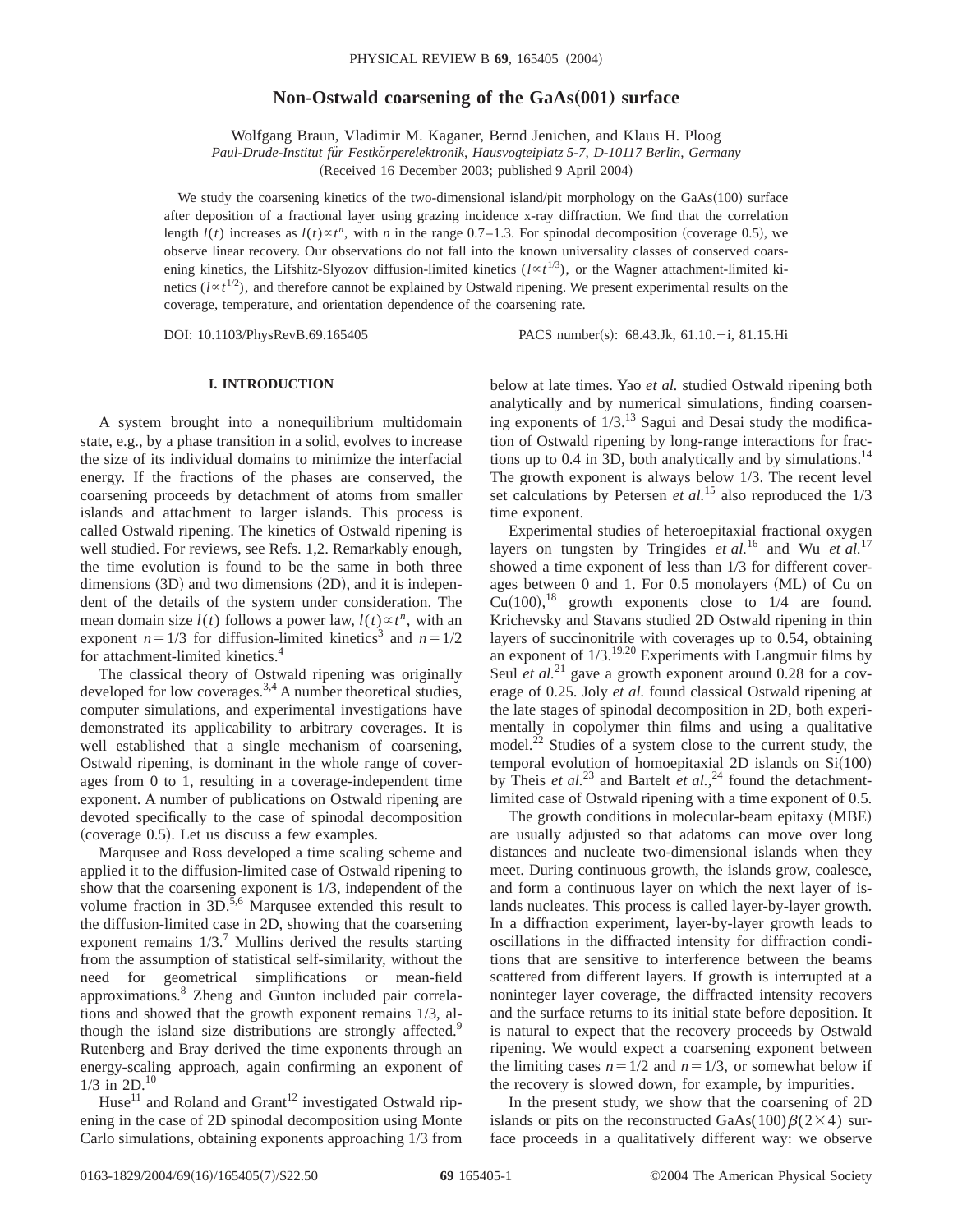# Non-Ostwald coarsening of the GaAs(001) surface

Wolfgang Braun, Vladimir M. Kaganer, Bernd Jenichen, and Klaus H. Ploog

*Paul-Drude-Institut für Festkörperelektronik, Hausvogteiplatz 5-7, D-10117 Berlin, Germany*

(Received 16 December 2003; published 9 April 2004)

We study the coarsening kinetics of the two-dimensional island/pit morphology on the GaAs(100) surface after deposition of a fractional layer using grazing incidence x-ray diffraction. We find that the correlation length $l(t)$ increases as $l(t) \propto t^n$, with $n$ in the range 0.7–1.3. For spinodal decomposition (coverage 0.5), we observe linear recovery. Our observations do not fall into the known universality classes of conserved coarsening kinetics, the Lifshitz-Slyozov diffusion-limited kinetics ($l \propto t^{1/3}$), or the Wagner attachment-limited kinetics ($l \propto t^{1/2}$), and therefore cannot be explained by Ostwald ripening. We present experimental results on the coverage, temperature, and orientation dependence of the coarsening rate.

DOI: 10.1103/PhysRevB.69.165405 PACS number(s): 68.43.Jk, 61.10.−i, 81.15.Hi

## I. INTRODUCTION

A system brought into a nonequilibrium multidomain state, e.g., by a phase transition in a solid, evolves to increase the size of its individual domains to minimize the interfacial energy. If the fractions of the phases are conserved, the coarsening proceeds by detachment of atoms from smaller islands and attachment to larger islands. This process is called Ostwald ripening. The kinetics of Ostwald ripening is well studied. For reviews, see Refs. 1,2. Remarkably enough, the time evolution is found to be the same in both three dimensions (3D) and two dimensions (2D), and it is independent of the details of the system under consideration. The mean domain size $l(t)$ follows a power law, $l(t) \propto t^n$, with an exponent $n = 1/3$ for diffusion-limited kinetics[3] and $n = 1/2$ for attachment-limited kinetics.[4]

The classical theory of Ostwald ripening was originally developed for low coverages.[3,4] A number theoretical studies, computer simulations, and experimental investigations have demonstrated its applicability to arbitrary coverages. It is well established that a single mechanism of coarsening, Ostwald ripening, is dominant in the whole range of coverages from 0 to 1, resulting in a coverage-independent time exponent. A number of publications on Ostwald ripening are devoted specifically to the case of spinodal decomposition (coverage 0.5). Let us discuss a few examples.

Marqusee and Ross developed a time scaling scheme and applied it to the diffusion-limited case of Ostwald ripening to show that the coarsening exponent is 1/3, independent of the volume fraction in 3D.[5,6] Marqusee extended this result to the diffusion-limited case in 2D, showing that the coarsening exponent remains 1/3.[7] Mullins derived the results starting from the assumption of statistical self-similarity, without the need for geometrical simplifications or mean-field approximations.[8] Zheng and Gunton included pair correlations and showed that the growth exponent remains 1/3, although the island size distributions are strongly affected.[9] Rutenberg and Bray derived the time exponents through an energy-scaling approach, again confirming an exponent of 1/3 in 2D.[10]

Huse[11] and Roland and Grant[12] investigated Ostwald ripening in the case of 2D spinodal decomposition using Monte Carlo simulations, obtaining exponents approaching 1/3 from below at late times. Yao *et al.* studied Ostwald ripening both analytically and by numerical simulations, finding coarsening exponents of 1/3.[13] Sagui and Desai study the modification of Ostwald ripening by long-range interactions for fractions up to 0.4 in 3D, both analytically and by simulations.[14] The growth exponent is always below 1/3. The recent level set calculations by Petersen *et al.*[15] also reproduced the 1/3 time exponent.

Experimental studies of heteroepitaxial fractional oxygen layers on tungsten by Tringides *et al.*[16] and Wu *et al.*[17] showed a time exponent of less than 1/3 for different coverages between 0 and 1. For 0.5 monolayers (ML) of Cu on Cu(100),[18] growth exponents close to 1/4 are found. Krichevsky and Stavans studied 2D Ostwald ripening in thin layers of succinonitrile with coverages up to 0.54, obtaining an exponent of 1/3.[19,20] Experiments with Langmuir films by Seul *et al.*[21] gave a growth exponent around 0.28 for a coverage of 0.25. Joly *et al.* found classical Ostwald ripening at the late stages of spinodal decomposition in 2D, both experimentally in copolymer thin films and using a qualitative model.[22] Studies of a system close to the current study, the temporal evolution of homoepitaxial 2D islands on Si(100) by Theis *et al.*[23] and Bartelt *et al.*,[24] found the detachment-limited case of Ostwald ripening with a time exponent of 0.5.

The growth conditions in molecular-beam epitaxy (MBE) are usually adjusted so that adatoms can move over long distances and nucleate two-dimensional islands when they meet. During continuous growth, the islands grow, coalesce, and form a continuous layer on which the next layer of islands nucleates. This process is called layer-by-layer growth. In a diffraction experiment, layer-by-layer growth leads to oscillations in the diffracted intensity for diffraction conditions that are sensitive to interference between the beams scattered from different layers. If growth is interrupted at a noninteger layer coverage, the diffracted intensity recovers and the surface returns to its initial state before deposition. It is natural to expect that the recovery proceeds by Ostwald ripening. We would expect a coarsening exponent between the limiting cases $n = 1/2$ and $n = 1/3$, or somewhat below if the recovery is slowed down, for example, by impurities.

In the present study, we show that the coarsening of 2D islands or pits on the reconstructed GaAs(100)$\beta(2\times4)$ surface proceeds in a qualitatively different way: we observe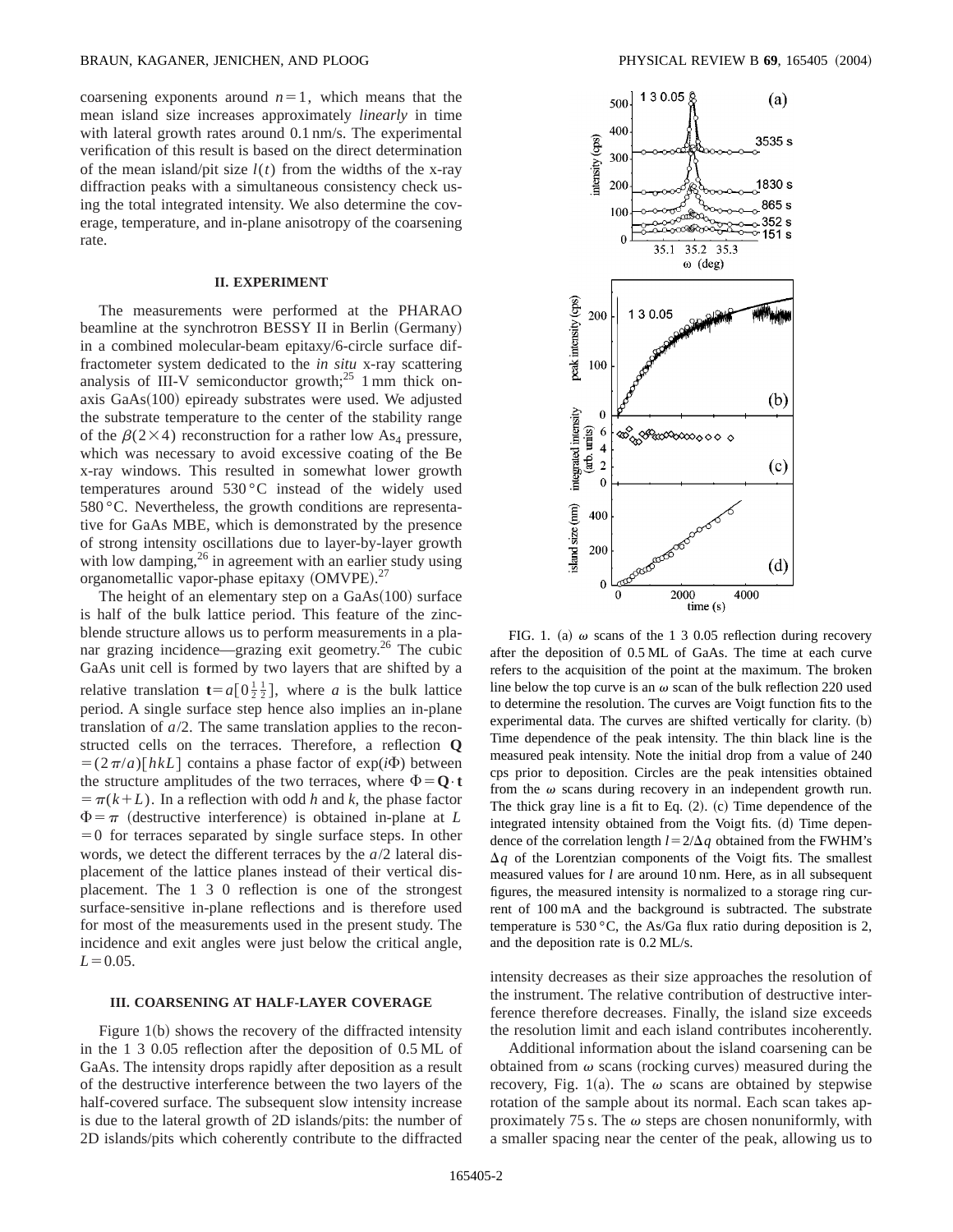coarsening exponents around $n=1$, which means that the mean island size increases approximately *linearly* in time with lateral growth rates around 0.1 nm/s. The experimental verification of this result is based on the direct determination of the mean island/pit size $l(t)$ from the widths of the x-ray diffraction peaks with a simultaneous consistency check using the total integrated intensity. We also determine the coverage, temperature, and in-plane anisotropy of the coarsening rate.

## II. EXPERIMENT

The measurements were performed at the PHARAO beamline at the synchrotron BESSY II in Berlin (Germany) in a combined molecular-beam epitaxy/6-circle surface diffractometer system dedicated to the *in situ* x-ray scattering analysis of III-V semiconductor growth;[25] 1 mm thick on-axis GaAs(100) epiready substrates were used. We adjusted the substrate temperature to the center of the stability range of the $\beta(2\times4)$ reconstruction for a rather low $As_4$ pressure, which was necessary to avoid excessive coating of the Be x-ray windows. This resulted in somewhat lower growth temperatures around 530 °C instead of the widely used 580 °C. Nevertheless, the growth conditions are representative for GaAs MBE, which is demonstrated by the presence of strong intensity oscillations due to layer-by-layer growth with low damping,[26] in agreement with an earlier study using organometallic vapor-phase epitaxy (OMVPE).[27]

The height of an elementary step on a GaAs(100) surface is half of the bulk lattice period. This feature of the zinc-blende structure allows us to perform measurements in a planar grazing incidence—grazing exit geometry.[26] The cubic GaAs unit cell is formed by two layers that are shifted by a relative translation $\mathbf{t}=a[0\,\frac{1}{2}\,\frac{1}{2}]$, where $a$ is the bulk lattice period. A single surface step hence also implies an in-plane translation of $a/2$. The same translation applies to the reconstructed cells on the terraces. Therefore, a reflection $\mathbf{Q}=(2\pi/a)[hkL]$ contains a phase factor of $\exp(i\Phi)$ between the structure amplitudes of the two terraces, where $\Phi=\mathbf{Q}\cdot\mathbf{t}=\pi(k+L)$. In a reflection with odd $h$ and $k$, the phase factor $\Phi=\pi$ (destructive interference) is obtained in-plane at $L=0$ for terraces separated by single surface steps. In other words, we detect the different terraces by the $a/2$ lateral displacement of the lattice planes instead of their vertical displacement. The 1 3 0 reflection is one of the strongest surface-sensitive in-plane reflections and is therefore used for most of the measurements used in the present study. The incidence and exit angles were just below the critical angle, $L=0.05$.

## III. COARSENING AT HALF-LAYER COVERAGE

Figure 1(b) shows the recovery of the diffracted intensity in the 1 3 0.05 reflection after the deposition of 0.5 ML of GaAs. The intensity drops rapidly after deposition as a result of the destructive interference between the two layers of the half-covered surface. The subsequent slow intensity increase is due to the lateral growth of 2D islands/pits: the number of 2D islands/pits which coherently contribute to the diffracted intensity decreases as their size approaches the resolution of the instrument. The relative contribution of destructive interference therefore decreases. Finally, the island size exceeds the resolution limit and each island contributes incoherently.

FIG. 1. (a) $\omega$ scans of the 1 3 0.05 reflection during recovery after the deposition of 0.5 ML of GaAs. The time at each curve refers to the acquisition of the point at the maximum. The broken line below the top curve is an $\omega$ scan of the bulk reflection 220 used to determine the resolution. The curves are Voigt function fits to the experimental data. The curves are shifted vertically for clarity. (b) Time dependence of the peak intensity. The thin black line is the measured peak intensity. Note the initial drop from a value of 240 cps prior to deposition. Circles are the peak intensities obtained from the $\omega$ scans during recovery in an independent growth run. The thick gray line is a fit to Eq. (2). (c) Time dependence of the integrated intensity obtained from the Voigt fits. (d) Time dependence of the correlation length $l=2/\Delta q$ obtained from the FWHM's $\Delta q$ of the Lorentzian components of the Voigt fits. The smallest measured values for $l$ are around 10 nm. Here, as in all subsequent figures, the measured intensity is normalized to a storage ring current of 100 mA and the background is subtracted. The substrate temperature is 530 °C, the As/Ga flux ratio during deposition is 2, and the deposition rate is 0.2 ML/s.

Additional information about the island coarsening can be obtained from $\omega$ scans (rocking curves) measured during the recovery, Fig. 1(a). The $\omega$ scans are obtained by stepwise rotation of the sample about its normal. Each scan takes approximately 75 s. The $\omega$ steps are chosen nonuniformly, with a smaller spacing near the center of the peak, allowing us to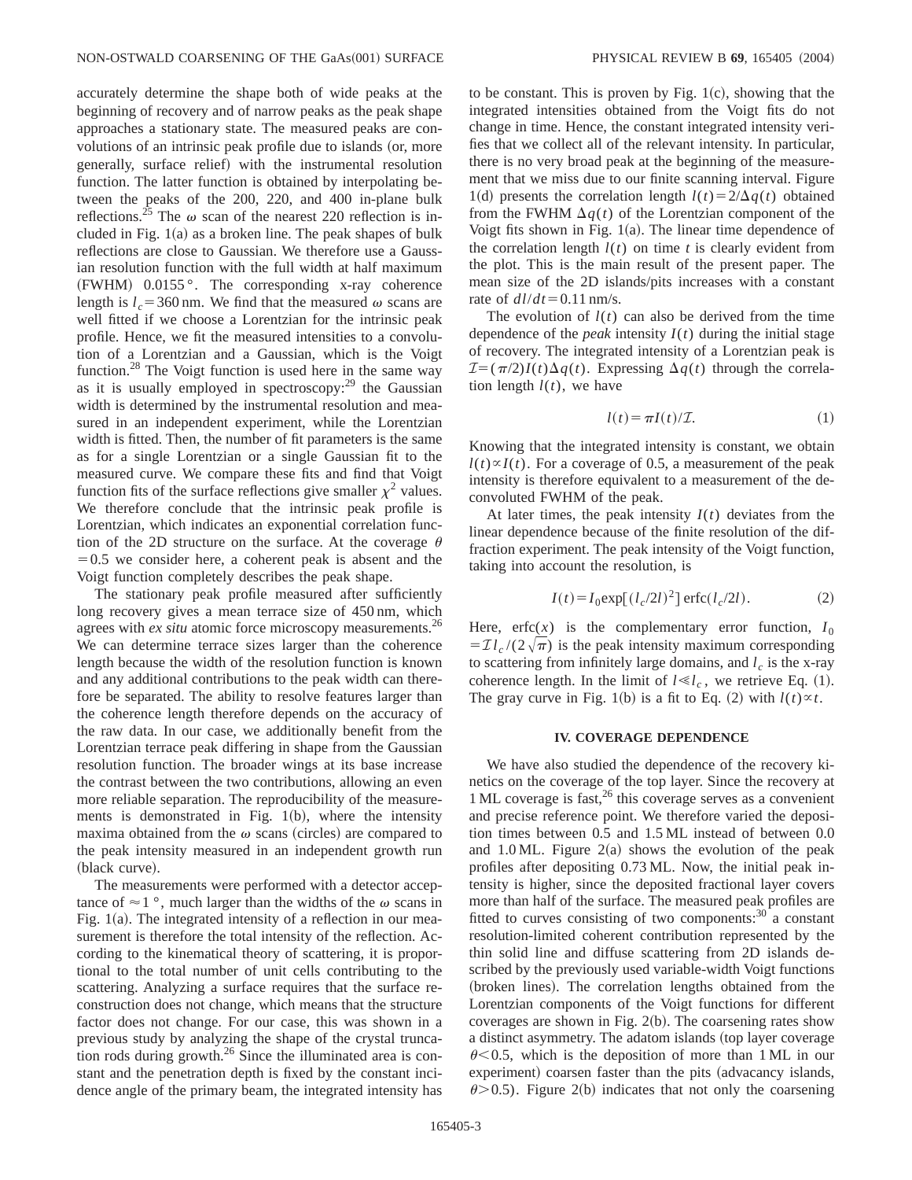accurately determine the shape both of wide peaks at the beginning of recovery and of narrow peaks as the peak shape approaches a stationary state. The measured peaks are convolutions of an intrinsic peak profile due to islands (or, more generally, surface relief) with the instrumental resolution function. The latter function is obtained by interpolating between the peaks of the 200, 220, and 400 in-plane bulk reflections.[25] The $\omega$ scan of the nearest 220 reflection is included in Fig. 1(a) as a broken line. The peak shapes of bulk reflections are close to Gaussian. We therefore use a Gaussian resolution function with the full width at half maximum (FWHM) $0.0155°$. The corresponding x-ray coherence length is $l_c = 360$ nm. We find that the measured $\omega$ scans are well fitted if we choose a Lorentzian for the intrinsic peak profile. Hence, we fit the measured intensities to a convolution of a Lorentzian and a Gaussian, which is the Voigt function.[28] The Voigt function is used here in the same way as it is usually employed in spectroscopy:[29] the Gaussian width is determined by the instrumental resolution and measured in an independent experiment, while the Lorentzian width is fitted. Then, the number of fit parameters is the same as for a single Lorentzian or a single Gaussian fit to the measured curve. We compare these fits and find that Voigt function fits of the surface reflections give smaller $\chi^2$ values. We therefore conclude that the intrinsic peak profile is Lorentzian, which indicates an exponential correlation function of the 2D structure on the surface. At the coverage $\theta = 0.5$ we consider here, a coherent peak is absent and the Voigt function completely describes the peak shape.

The stationary peak profile measured after sufficiently long recovery gives a mean terrace size of 450 nm, which agrees with *ex situ* atomic force microscopy measurements.[26] We can determine terrace sizes larger than the coherence length because the width of the resolution function is known and any additional contributions to the peak width can therefore be separated. The ability to resolve features larger than the coherence length therefore depends on the accuracy of the raw data. In our case, we additionally benefit from the Lorentzian terrace peak differing in shape from the Gaussian resolution function. The broader wings at its base increase the contrast between the two contributions, allowing an even more reliable separation. The reproducibility of the measurements is demonstrated in Fig. 1(b), where the intensity maxima obtained from the $\omega$ scans (circles) are compared to the peak intensity measured in an independent growth run (black curve).

The measurements were performed with a detector acceptance of $\approx 1°$, much larger than the widths of the $\omega$ scans in Fig. 1(a). The integrated intensity of a reflection in our measurement is therefore the total intensity of the reflection. According to the kinematical theory of scattering, it is proportional to the total number of unit cells contributing to the scattering. Analyzing a surface requires that the surface reconstruction does not change, which means that the structure factor does not change. For our case, this was shown in a previous study by analyzing the shape of the crystal truncation rods during growth.[26] Since the illuminated area is constant and the penetration depth is fixed by the constant incidence angle of the primary beam, the integrated intensity has to be constant. This is proven by Fig. 1(c), showing that the integrated intensities obtained from the Voigt fits do not change in time. Hence, the constant integrated intensity verifies that we collect all of the relevant intensity. In particular, there is no very broad peak at the beginning of the measurement that we miss due to our finite scanning interval. Figure 1(d) presents the correlation length $l(t) = 2/\Delta q(t)$ obtained from the FWHM $\Delta q(t)$ of the Lorentzian component of the Voigt fits shown in Fig. 1(a). The linear time dependence of the correlation length $l(t)$ on time $t$ is clearly evident from the plot. This is the main result of the present paper. The mean size of the 2D islands/pits increases with a constant rate of $dl/dt = 0.11$ nm/s.

The evolution of $l(t)$ can also be derived from the time dependence of the *peak* intensity $I(t)$ during the initial stage of recovery. The integrated intensity of a Lorentzian peak is $\mathcal{I} = (\pi/2) I(t) \Delta q(t)$. Expressing $\Delta q(t)$ through the correlation length $l(t)$, we have

$$l(t) = \pi I(t)/\mathcal{I}. \tag{1}$$

Knowing that the integrated intensity is constant, we obtain $l(t) \propto I(t)$. For a coverage of 0.5, a measurement of the peak intensity is therefore equivalent to a measurement of the deconvoluted FWHM of the peak.

At later times, the peak intensity $I(t)$ deviates from the linear dependence because of the finite resolution of the diffraction experiment. The peak intensity of the Voigt function, taking into account the resolution, is

$$I(t) = I_0 \exp[(l_c/2l)^2] \operatorname{erfc}(l_c/2l). \tag{2}$$

Here, $\operatorname{erfc}(x)$ is the complementary error function, $I_0 = \mathcal{I} l_c/(2\sqrt{\pi})$ is the peak intensity maximum corresponding to scattering from infinitely large domains, and $l_c$ is the x-ray coherence length. In the limit of $l \ll l_c$, we retrieve Eq. (1). The gray curve in Fig. 1(b) is a fit to Eq. (2) with $l(t) \propto t$.

## IV. COVERAGE DEPENDENCE

We have also studied the dependence of the recovery kinetics on the coverage of the top layer. Since the recovery at 1 ML coverage is fast,[26] this coverage serves as a convenient and precise reference point. We therefore varied the deposition times between 0.5 and 1.5 ML instead of between 0.0 and 1.0 ML. Figure 2(a) shows the evolution of the peak profiles after depositing 0.73 ML. Now, the initial peak intensity is higher, since the deposited fractional layer covers more than half of the surface. The measured peak profiles are fitted to curves consisting of two components:[30] a constant resolution-limited coherent contribution represented by the thin solid line and diffuse scattering from 2D islands described by the previously used variable-width Voigt functions (broken lines). The correlation lengths obtained from the Lorentzian components of the Voigt functions for different coverages are shown in Fig. 2(b). The coarsening rates show a distinct asymmetry. The adatom islands (top layer coverage $\theta < 0.5$, which is the deposition of more than 1 ML in our experiment) coarsen faster than the pits (advacancy islands, $\theta > 0.5$). Figure 2(b) indicates that not only the coarsening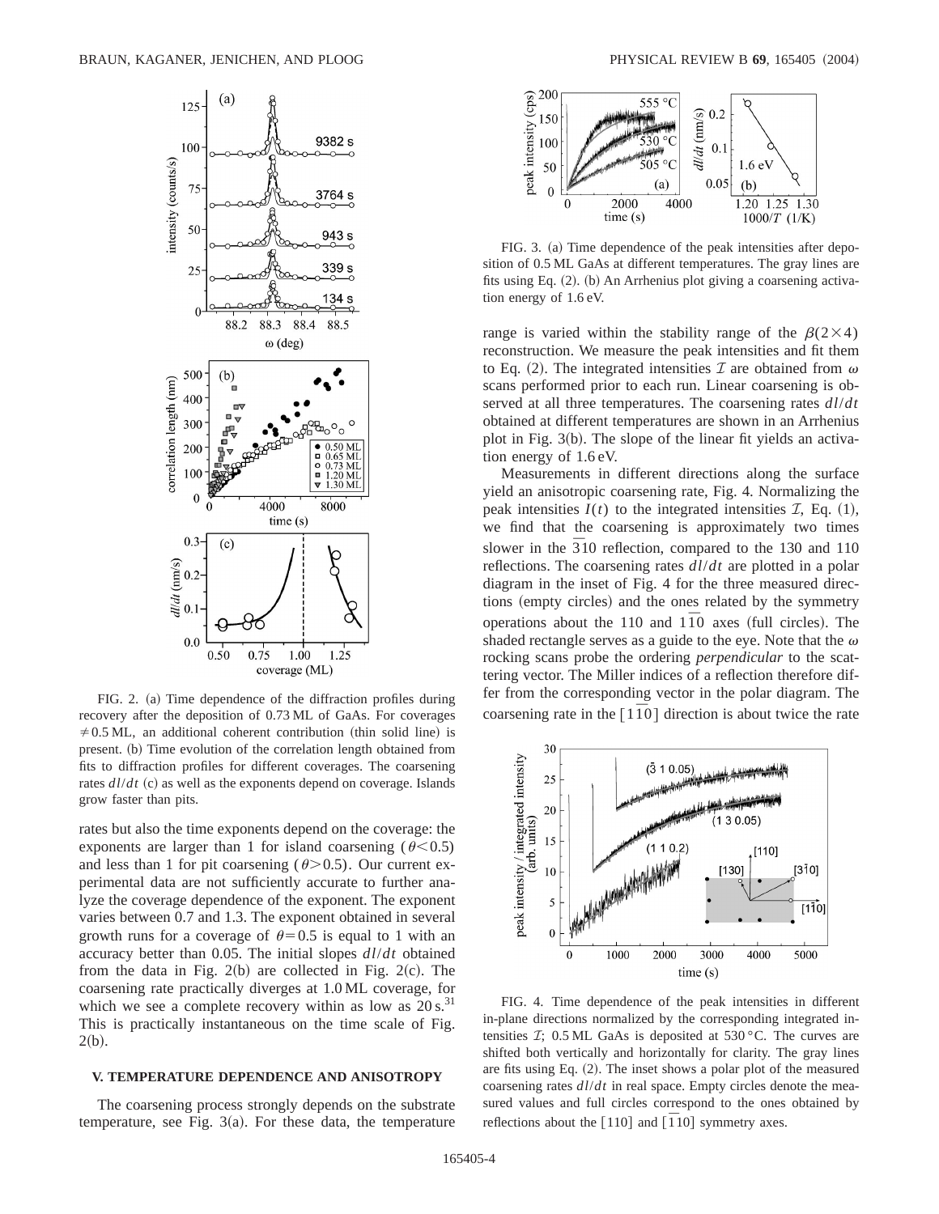FIG. 2. (a) Time dependence of the diffraction profiles during recovery after the deposition of 0.73 ML of GaAs. For coverages $\neq 0.5$ ML, an additional coherent contribution (thin solid line) is present. (b) Time evolution of the correlation length obtained from fits to diffraction profiles for different coverages. The coarsening rates $dl/dt$ (c) as well as the exponents depend on coverage. Islands grow faster than pits.

rates but also the time exponents depend on the coverage: the exponents are larger than 1 for island coarsening ($\theta < 0.5$) and less than 1 for pit coarsening ($\theta > 0.5$). Our current experimental data are not sufficiently accurate to further analyze the coverage dependence of the exponent. The exponent varies between 0.7 and 1.3. The exponent obtained in several growth runs for a coverage of $\theta = 0.5$ is equal to 1 with an accuracy better than 0.05. The initial slopes $dl/dt$ obtained from the data in Fig. 2(b) are collected in Fig. 2(c). The coarsening rate practically diverges at 1.0 ML coverage, for which we see a complete recovery within as low as 20 s.[31] This is practically instantaneous on the time scale of Fig. 2(b).

## V. TEMPERATURE DEPENDENCE AND ANISOTROPY

The coarsening process strongly depends on the substrate temperature, see Fig. 3(a). For these data, the temperature range is varied within the stability range of the $\beta(2\times4)$ reconstruction. We measure the peak intensities and fit them to Eq. (2). The integrated intensities $\mathcal{I}$ are obtained from $\omega$ scans performed prior to each run. Linear coarsening is observed at all three temperatures. The coarsening rates $dl/dt$ obtained at different temperatures are shown in an Arrhenius plot in Fig. 3(b). The slope of the linear fit yields an activation energy of 1.6 eV.

Measurements in different directions along the surface yield an anisotropic coarsening rate, Fig. 4. Normalizing the peak intensities $I(t)$ to the integrated intensities $\mathcal{I}$, Eq. (1), we find that the coarsening is approximately two times slower in the $\bar{3}10$ reflection, compared to the 130 and 110 reflections. The coarsening rates $dl/dt$ are plotted in a polar diagram in the inset of Fig. 4 for the three measured directions (empty circles) and the ones related by the symmetry operations about the 110 and $1\bar{1}0$ axes (full circles). The shaded rectangle serves as a guide to the eye. Note that the $\omega$ rocking scans probe the ordering *perpendicular* to the scattering vector. The Miller indices of a reflection therefore differ from the corresponding vector in the polar diagram. The coarsening rate in the $[1\bar{1}0]$ direction is about twice the rate

FIG. 3. (a) Time dependence of the peak intensities after deposition of 0.5 ML GaAs at different temperatures. The gray lines are fits using Eq. (2). (b) An Arrhenius plot giving a coarsening activation energy of 1.6 eV.

FIG. 4. Time dependence of the peak intensities in different in-plane directions normalized by the corresponding integrated intensities $\mathcal{I}$; 0.5 ML GaAs is deposited at 530 °C. The curves are shifted both vertically and horizontally for clarity. The gray lines are fits using Eq. (2). The inset shows a polar plot of the measured coarsening rates $dl/dt$ in real space. Empty circles denote the measured values and full circles correspond to the ones obtained by reflections about the [110] and $[1\bar{1}0]$ symmetry axes.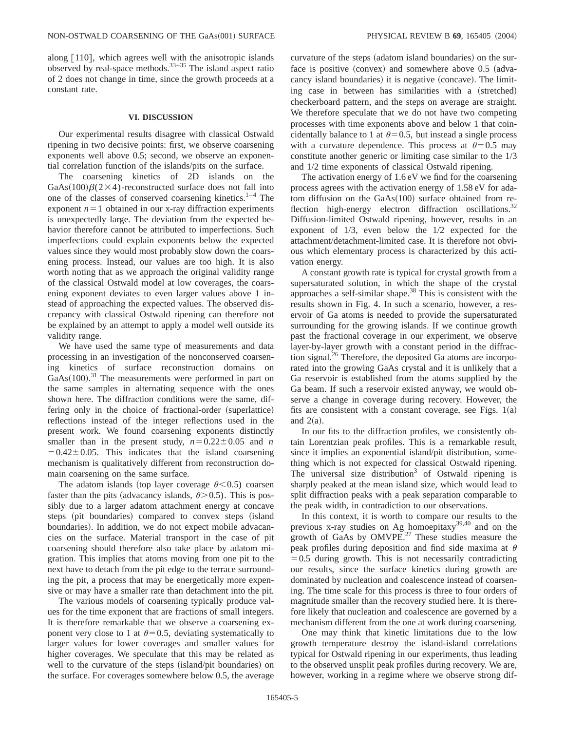along [110], which agrees well with the anisotropic islands observed by real-space methods.[33–35] The island aspect ratio of 2 does not change in time, since the growth proceeds at a constant rate.

## VI. DISCUSSION

Our experimental results disagree with classical Ostwald ripening in two decisive points: first, we observe coarsening exponents well above 0.5; second, we observe an exponential correlation function of the islands/pits on the surface.

The coarsening kinetics of 2D islands on the GaAs(100)$\beta(2\times4)$-reconstructed surface does not fall into one of the classes of conserved coarsening kinetics.[1–4] The exponent $n=1$ obtained in our x-ray diffraction experiments is unexpectedly large. The deviation from the expected behavior therefore cannot be attributed to imperfections. Such imperfections could explain exponents below the expected values since they would most probably slow down the coarsening process. Instead, our values are too high. It is also worth noting that as we approach the original validity range of the classical Ostwald model at low coverages, the coarsening exponent deviates to even larger values above 1 instead of approaching the expected values. The observed discrepancy with classical Ostwald ripening can therefore not be explained by an attempt to apply a model well outside its validity range.

We have used the same type of measurements and data processing in an investigation of the nonconserved coarsening kinetics of surface reconstruction domains on GaAs(100).[31] The measurements were performed in part on the same samples in alternating sequence with the ones shown here. The diffraction conditions were the same, differing only in the choice of fractional-order (superlattice) reflections instead of the integer reflections used in the present work. We found coarsening exponents distinctly smaller than in the present study, $n=0.22\pm0.05$ and $n=0.42\pm0.05$. This indicates that the island coarsening mechanism is qualitatively different from reconstruction domain coarsening on the same surface.

The adatom islands (top layer coverage $\theta<0.5$) coarsen faster than the pits (advacancy islands, $\theta>0.5$). This is possibly due to a larger adatom attachment energy at concave steps (pit boundaries) compared to convex steps (island boundaries). In addition, we do not expect mobile advacancies on the surface. Material transport in the case of pit coarsening should therefore also take place by adatom migration. This implies that atoms moving from one pit to the next have to detach from the pit edge to the terrace surrounding the pit, a process that may be energetically more expensive or may have a smaller rate than detachment into the pit.

The various models of coarsening typically produce values for the time exponent that are fractions of small integers. It is therefore remarkable that we observe a coarsening exponent very close to 1 at $\theta=0.5$, deviating systematically to larger values for lower coverages and smaller values for higher coverages. We speculate that this may be related as well to the curvature of the steps (island/pit boundaries) on the surface. For coverages somewhere below 0.5, the average curvature of the steps (adatom island boundaries) on the surface is positive (convex) and somewhere above 0.5 (advacancy island boundaries) it is negative (concave). The limiting case in between has similarities with a (stretched) checkerboard pattern, and the steps on average are straight. We therefore speculate that we do not have two competing processes with time exponents above and below 1 that coincidentally balance to 1 at $\theta=0.5$, but instead a single process with a curvature dependence. This process at $\theta=0.5$ may constitute another generic or limiting case similar to the 1/3 and 1/2 time exponents of classical Ostwald ripening.

The activation energy of 1.6 eV we find for the coarsening process agrees with the activation energy of 1.58 eV for adatom diffusion on the GaAs(100) surface obtained from reflection high-energy electron diffraction oscillations.[32] Diffusion-limited Ostwald ripening, however, results in an exponent of 1/3, even below the 1/2 expected for the attachment/detachment-limited case. It is therefore not obvious which elementary process is characterized by this activation energy.

A constant growth rate is typical for crystal growth from a supersaturated solution, in which the shape of the crystal approaches a self-similar shape.[38] This is consistent with the results shown in Fig. 4. In such a scenario, however, a reservoir of Ga atoms is needed to provide the supersaturated surrounding for the growing islands. If we continue growth past the fractional coverage in our experiment, we observe layer-by-layer growth with a constant period in the diffraction signal.[26] Therefore, the deposited Ga atoms are incorporated into the growing GaAs crystal and it is unlikely that a Ga reservoir is established from the atoms supplied by the Ga beam. If such a reservoir existed anyway, we would observe a change in coverage during recovery. However, the fits are consistent with a constant coverage, see Figs. 1(a) and 2(a).

In our fits to the diffraction profiles, we consistently obtain Lorentzian peak profiles. This is a remarkable result, since it implies an exponential island/pit distribution, something which is not expected for classical Ostwald ripening. The universal size distribution[3] of Ostwald ripening is sharply peaked at the mean island size, which would lead to split diffraction peaks with a peak separation comparable to the peak width, in contradiction to our observations.

In this context, it is worth to compare our results to the previous x-ray studies on Ag homoepitaxy[39,40] and on the growth of GaAs by OMVPE.[27] These studies measure the peak profiles during deposition and find side maxima at $\theta=0.5$ during growth. This is not necessarily contradicting our results, since the surface kinetics during growth are dominated by nucleation and coalescence instead of coarsening. The time scale for this process is three to four orders of magnitude smaller than the recovery studied here. It is therefore likely that nucleation and coalescence are governed by a mechanism different from the one at work during coarsening.

One may think that kinetic limitations due to the low growth temperature destroy the island-island correlations typical for Ostwald ripening in our experiments, thus leading to the observed unsplit peak profiles during recovery. We are, however, working in a regime where we observe strong dif-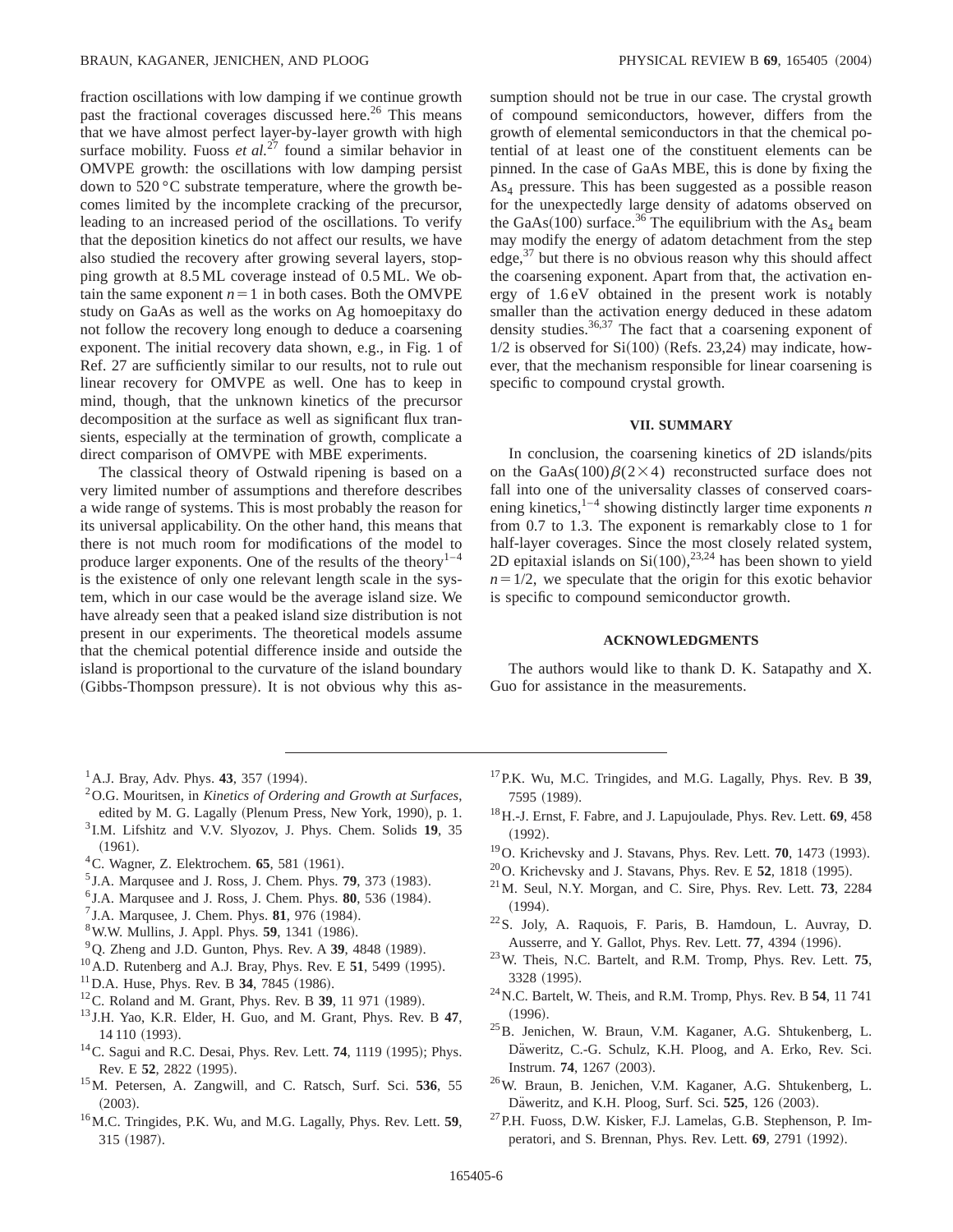fraction oscillations with low damping if we continue growth past the fractional coverages discussed here.[26] This means that we have almost perfect layer-by-layer growth with high surface mobility. Fuoss *et al.*[27] found a similar behavior in OMVPE growth: the oscillations with low damping persist down to 520 °C substrate temperature, where the growth becomes limited by the incomplete cracking of the precursor, leading to an increased period of the oscillations. To verify that the deposition kinetics do not affect our results, we have also studied the recovery after growing several layers, stopping growth at 8.5 ML coverage instead of 0.5 ML. We obtain the same exponent $n=1$ in both cases. Both the OMVPE study on GaAs as well as the works on Ag homoepitaxy do not follow the recovery long enough to deduce a coarsening exponent. The initial recovery data shown, e.g., in Fig. 1 of Ref. 27 are sufficiently similar to our results, not to rule out linear recovery for OMVPE as well. One has to keep in mind, though, that the unknown kinetics of the precursor decomposition at the surface as well as significant flux transients, especially at the termination of growth, complicate a direct comparison of OMVPE with MBE experiments.

The classical theory of Ostwald ripening is based on a very limited number of assumptions and therefore describes a wide range of systems. This is most probably the reason for its universal applicability. On the other hand, this means that there is not much room for modifications of the model to produce larger exponents. One of the results of the theory[1–4] is the existence of only one relevant length scale in the system, which in our case would be the average island size. We have already seen that a peaked island size distribution is not present in our experiments. The theoretical models assume that the chemical potential difference inside and outside the island is proportional to the curvature of the island boundary (Gibbs-Thompson pressure). It is not obvious why this assumption should not be true in our case. The crystal growth of compound semiconductors, however, differs from the growth of elemental semiconductors in that the chemical potential of at least one of the constituent elements can be pinned. In the case of GaAs MBE, this is done by fixing the $As_4$ pressure. This has been suggested as a possible reason for the unexpectedly large density of adatoms observed on the GaAs(100) surface.[36] The equilibrium with the $As_4$ beam may modify the energy of adatom detachment from the step edge,[37] but there is no obvious reason why this should affect the coarsening exponent. Apart from that, the activation energy of 1.6 eV obtained in the present work is notably smaller than the activation energy deduced in these adatom density studies.[36,37] The fact that a coarsening exponent of 1/2 is observed for Si(100) (Refs. 23,24) may indicate, however, that the mechanism responsible for linear coarsening is specific to compound crystal growth.

## VII. SUMMARY

In conclusion, the coarsening kinetics of 2D islands/pits on the GaAs$(100)\beta(2\times4)$ reconstructed surface does not fall into one of the universality classes of conserved coarsening kinetics,[1–4] showing distinctly larger time exponents $n$ from 0.7 to 1.3. The exponent is remarkably close to 1 for half-layer coverages. Since the most closely related system, 2D epitaxial islands on Si(100),[23,24] has been shown to yield $n=1/2$, we speculate that the origin for this exotic behavior is specific to compound semiconductor growth.

## ACKNOWLEDGMENTS

The authors would like to thank D. K. Satapathy and X. Guo for assistance in the measurements.

---

[1] A.J. Bray, Adv. Phys. **43**, 357 (1994).
[2] O.G. Mouritsen, in *Kinetics of Ordering and Growth at Surfaces*, edited by M. G. Lagally (Plenum Press, New York, 1990), p. 1.
[3] I.M. Lifshitz and V.V. Slyozov, J. Phys. Chem. Solids **19**, 35 (1961).
[4] C. Wagner, Z. Elektrochem. **65**, 581 (1961).
[5] J.A. Marqusee and J. Ross, J. Chem. Phys. **79**, 373 (1983).
[6] J.A. Marqusee and J. Ross, J. Chem. Phys. **80**, 536 (1984).
[7] J.A. Marqusee, J. Chem. Phys. **81**, 976 (1984).
[8] W.W. Mullins, J. Appl. Phys. **59**, 1341 (1986).
[9] Q. Zheng and J.D. Gunton, Phys. Rev. A **39**, 4848 (1989).
[10] A.D. Rutenberg and A.J. Bray, Phys. Rev. E **51**, 5499 (1995).
[11] D.A. Huse, Phys. Rev. B **34**, 7845 (1986).
[12] C. Roland and M. Grant, Phys. Rev. B **39**, 11 971 (1989).
[13] J.H. Yao, K.R. Elder, H. Guo, and M. Grant, Phys. Rev. B **47**, 14 110 (1993).
[14] C. Sagui and R.C. Desai, Phys. Rev. Lett. **74**, 1119 (1995); Phys. Rev. E **52**, 2822 (1995).
[15] M. Petersen, A. Zangwill, and C. Ratsch, Surf. Sci. **536**, 55 (2003).
[16] M.C. Tringides, P.K. Wu, and M.G. Lagally, Phys. Rev. Lett. **59**, 315 (1987).
[17] P.K. Wu, M.C. Tringides, and M.G. Lagally, Phys. Rev. B **39**, 7595 (1989).
[18] H.-J. Ernst, F. Fabre, and J. Lapujoulade, Phys. Rev. Lett. **69**, 458 (1992).
[19] O. Krichevsky and J. Stavans, Phys. Rev. Lett. **70**, 1473 (1993).
[20] O. Krichevsky and J. Stavans, Phys. Rev. E **52**, 1818 (1995).
[21] M. Seul, N.Y. Morgan, and C. Sire, Phys. Rev. Lett. **73**, 2284 (1994).
[22] S. Joly, A. Raquois, F. Paris, B. Hamdoun, L. Auvray, D. Ausserre, and Y. Gallot, Phys. Rev. Lett. **77**, 4394 (1996).
[23] W. Theis, N.C. Bartelt, and R.M. Tromp, Phys. Rev. Lett. **75**, 3328 (1995).
[24] N.C. Bartelt, W. Theis, and R.M. Tromp, Phys. Rev. B **54**, 11 741 (1996).
[25] B. Jenichen, W. Braun, V.M. Kaganer, A.G. Shtukenberg, L. Däweritz, C.-G. Schulz, K.H. Ploog, and A. Erko, Rev. Sci. Instrum. **74**, 1267 (2003).
[26] W. Braun, B. Jenichen, V.M. Kaganer, A.G. Shtukenberg, L. Däweritz, and K.H. Ploog, Surf. Sci. **525**, 126 (2003).
[27] P.H. Fuoss, D.W. Kisker, F.J. Lamelas, G.B. Stephenson, P. Imperatori, and S. Brennan, Phys. Rev. Lett. **69**, 2791 (1992).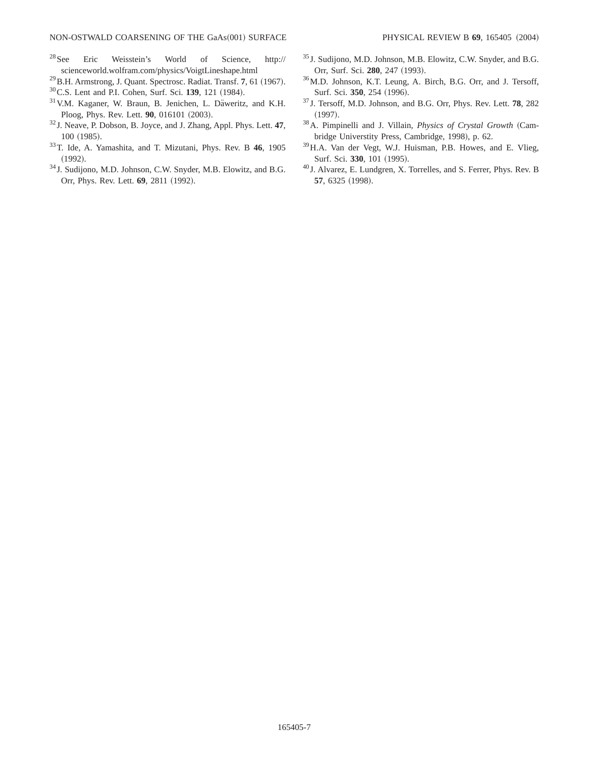[28] See Eric Weisstein's World of Science, http://scienceworld.wolfram.com/physics/VoigtLineshape.html

[29] B.H. Armstrong, J. Quant. Spectrosc. Radiat. Transf. **7**, 61 (1967).

[30] C.S. Lent and P.I. Cohen, Surf. Sci. **139**, 121 (1984).

[31] V.M. Kaganer, W. Braun, B. Jenichen, L. Däweritz, and K.H. Ploog, Phys. Rev. Lett. **90**, 016101 (2003).

[32] J. Neave, P. Dobson, B. Joyce, and J. Zhang, Appl. Phys. Lett. **47**, 100 (1985).

[33] T. Ide, A. Yamashita, and T. Mizutani, Phys. Rev. B **46**, 1905 (1992).

[34] J. Sudijono, M.D. Johnson, C.W. Snyder, M.B. Elowitz, and B.G. Orr, Phys. Rev. Lett. **69**, 2811 (1992).

[35] J. Sudijono, M.D. Johnson, M.B. Elowitz, C.W. Snyder, and B.G. Orr, Surf. Sci. **280**, 247 (1993).

[36] M.D. Johnson, K.T. Leung, A. Birch, B.G. Orr, and J. Tersoff, Surf. Sci. **350**, 254 (1996).

[37] J. Tersoff, M.D. Johnson, and B.G. Orr, Phys. Rev. Lett. **78**, 282 (1997).

[38] A. Pimpinelli and J. Villain, *Physics of Crystal Growth* (Cambridge Universtity Press, Cambridge, 1998), p. 62.

[39] H.A. Van der Vegt, W.J. Huisman, P.B. Howes, and E. Vlieg, Surf. Sci. **330**, 101 (1995).

[40] J. Alvarez, E. Lundgren, X. Torrelles, and S. Ferrer, Phys. Rev. B **57**, 6325 (1998).